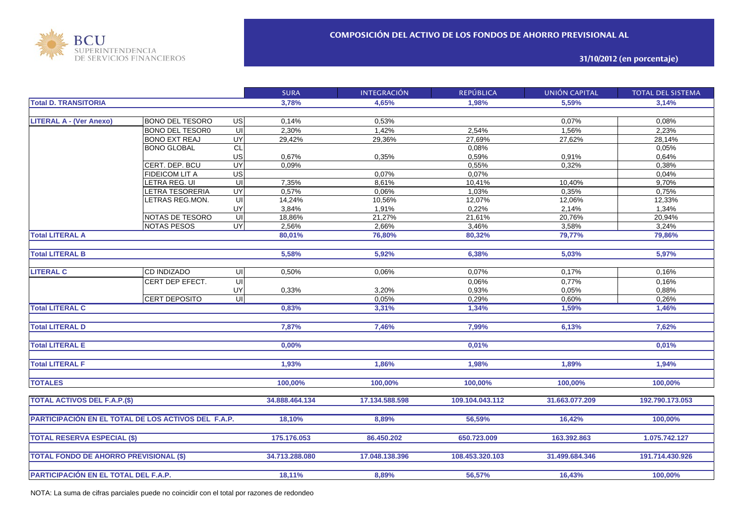BCU SUPERINTENDENCIA DE SERVICIOS FINANCIEROS

## COMPOSICIÓN DEL ACTIVO DE LOS FONDOS DE AHORRO PREVISIONAL AL

**31/10/2012 (en porcentaje)**

| | | | SURA | INTEGRACIÓN | REPÚBLICA | UNIÓN CAPITAL | TOTAL DEL SISTEMA |
|---|---|---|---|---|---|---|---|
| **Total D. TRANSITORIA** | | | **3,78%** | **4,65%** | **1,98%** | **5,59%** | **3,14%** |
| **LITERAL A - (Ver Anexo)** | BONO DEL TESORO | US | 0,14% | 0,53% | | 0,07% | 0,08% |
| | BONO DEL TESOR0 | UI | 2,30% | 1,42% | 2,54% | 1,56% | 2,23% |
| | BONO EXT REAJ | UY | 29,42% | 29,36% | 27,69% | 27,62% | 28,14% |
| | BONO GLOBAL | CL | | | 0,08% | | 0,05% |
| | | US | 0,67% | 0,35% | 0,59% | 0,91% | 0,64% |
| | CERT. DEP. BCU | UY | 0,09% | | 0,55% | 0,32% | 0,38% |
| | FIDEICOM LIT A | US | | 0,07% | 0,07% | | 0,04% |
| | LETRA REG. UI | UI | 7,35% | 8,61% | 10,41% | 10,40% | 9,70% |
| | LETRA TESORERIA | UY | 0,57% | 0,06% | 1,03% | 0,35% | 0,75% |
| | LETRAS REG.MON. | UI | 14,24% | 10,56% | 12,07% | 12,06% | 12,33% |
| | | UY | 3,84% | 1,91% | 0,22% | 2,14% | 1,34% |
| | NOTAS DE TESORO | UI | 18,86% | 21,27% | 21,61% | 20,76% | 20,94% |
| | NOTAS PESOS | UY | 2,56% | 2,66% | 3,46% | 3,58% | 3,24% |
| **Total LITERAL A** | | | **80,01%** | **76,80%** | **80,32%** | **79,77%** | **79,86%** |
| **Total LITERAL B** | | | **5,58%** | **5,92%** | **6,38%** | **5,03%** | **5,97%** |
| **LITERAL C** | CD INDIZADO | UI | 0,50% | 0,06% | 0,07% | 0,17% | 0,16% |
| | CERT DEP EFECT. | UI | | | 0,06% | 0,77% | 0,16% |
| | | UY | 0,33% | 3,20% | 0,93% | 0,05% | 0,88% |
| | CERT DEPOSITO | UI | | 0,05% | 0,29% | 0,60% | 0,26% |
| **Total LITERAL C** | | | **0,83%** | **3,31%** | **1,34%** | **1,59%** | **1,46%** |
| **Total LITERAL D** | | | **7,87%** | **7,46%** | **7,99%** | **6,13%** | **7,62%** |
| **Total LITERAL E** | | | **0,00%** | | **0,01%** | | **0,01%** |
| **Total LITERAL F** | | | **1,93%** | **1,86%** | **1,98%** | **1,89%** | **1,94%** |
| **TOTALES** | | | **100,00%** | **100,00%** | **100,00%** | **100,00%** | **100,00%** |
| **TOTAL ACTIVOS DEL F.A.P.($)** | | | **34.888.464.134** | **17.134.588.598** | **109.104.043.112** | **31.663.077.209** | **192.790.173.053** |
| **PARTICIPACIÓN EN EL TOTAL DE LOS ACTIVOS DEL F.A.P.** | | | **18,10%** | **8,89%** | **56,59%** | **16,42%** | **100,00%** |
| **TOTAL RESERVA ESPECIAL ($)** | | | **175.176.053** | **86.450.202** | **650.723.009** | **163.392.863** | **1.075.742.127** |
| **TOTAL FONDO DE AHORRO PREVISIONAL ($)** | | | **34.713.288.080** | **17.048.138.396** | **108.453.320.103** | **31.499.684.346** | **191.714.430.926** |
| **PARTICIPACIÓN EN EL TOTAL DEL F.A.P.** | | | **18,11%** | **8,89%** | **56,57%** | **16,43%** | **100,00%** |

NOTA: La suma de cifras parciales puede no coincidir con el total por razones de redondeo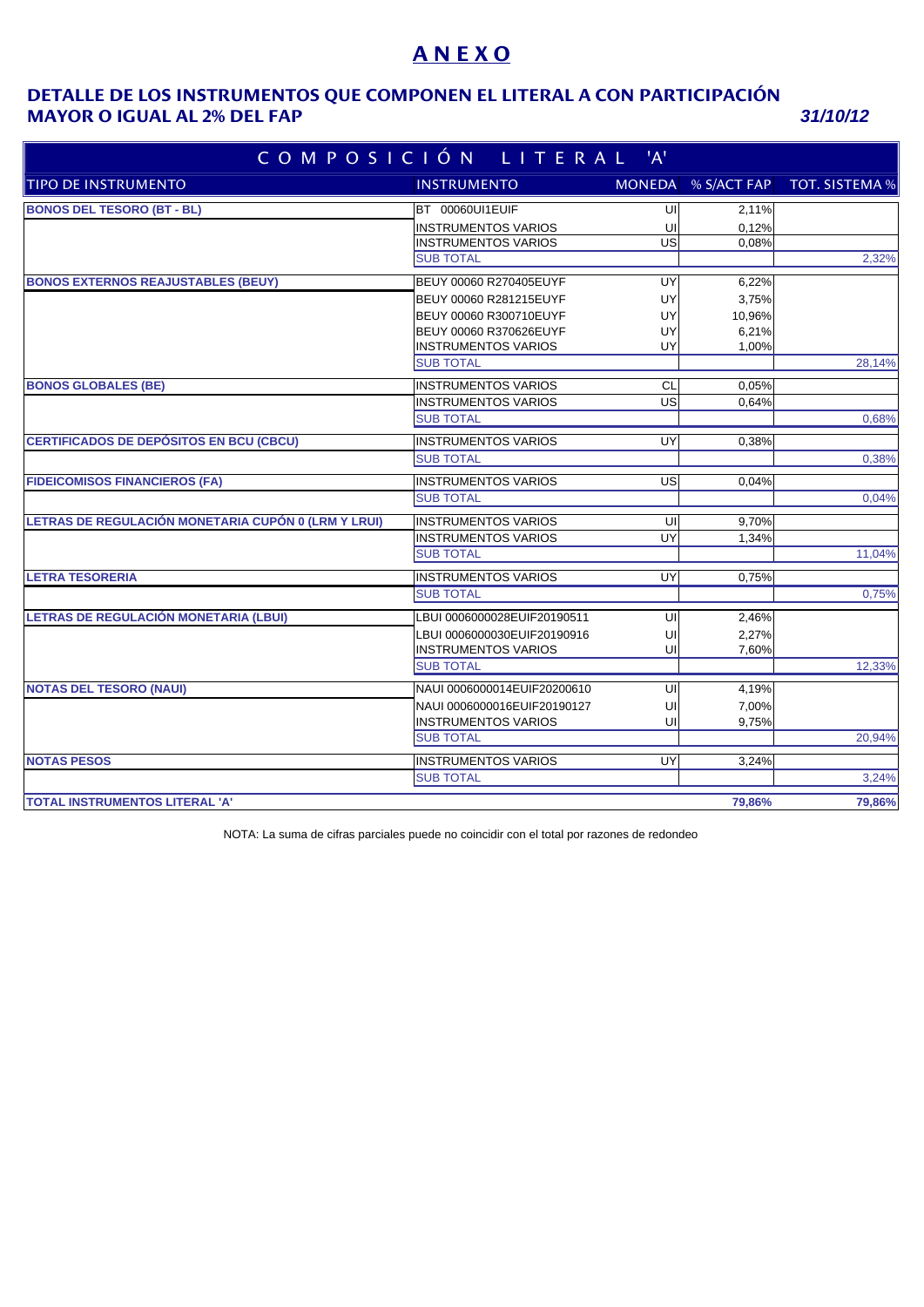# A N E X O

## DETALLE DE LOS INSTRUMENTOS QUE COMPONEN EL LITERAL A CON PARTICIPACIÓN MAYOR O IGUAL AL 2% DEL FAP

*31/10/12*

| COMPOSICIÓN LITERAL 'A' | | | | |
|---|---|---|---|---|
| **TIPO DE INSTRUMENTO** | **INSTRUMENTO** | **MONEDA** | **% S/ACT FAP** | **TOT. SISTEMA %** |
| **BONOS DEL TESORO (BT - BL)** | BT 00060UI1EUIF | UI | 2,11% | |
| | INSTRUMENTOS VARIOS | UI | 0,12% | |
| | INSTRUMENTOS VARIOS | US | 0,08% | |
| | SUB TOTAL | | | 2,32% |
| **BONOS EXTERNOS REAJUSTABLES (BEUY)** | BEUY 00060 R270405EUYF | UY | 6,22% | |
| | BEUY 00060 R281215EUYF | UY | 3,75% | |
| | BEUY 00060 R300710EUYF | UY | 10,96% | |
| | BEUY 00060 R370626EUYF | UY | 6,21% | |
| | INSTRUMENTOS VARIOS | UY | 1,00% | |
| | SUB TOTAL | | | 28,14% |
| **BONOS GLOBALES (BE)** | INSTRUMENTOS VARIOS | CL | 0,05% | |
| | INSTRUMENTOS VARIOS | US | 0,64% | |
| | SUB TOTAL | | | 0,68% |
| **CERTIFICADOS DE DEPÓSITOS EN BCU (CBCU)** | INSTRUMENTOS VARIOS | UY | 0,38% | |
| | SUB TOTAL | | | 0,38% |
| **FIDEICOMISOS FINANCIEROS (FA)** | INSTRUMENTOS VARIOS | US | 0,04% | |
| | SUB TOTAL | | | 0,04% |
| **LETRAS DE REGULACIÓN MONETARIA CUPÓN 0 (LRM Y LRUI)** | INSTRUMENTOS VARIOS | UI | 9,70% | |
| | INSTRUMENTOS VARIOS | UY | 1,34% | |
| | SUB TOTAL | | | 11,04% |
| **LETRA TESORERIA** | INSTRUMENTOS VARIOS | UY | 0,75% | |
| | SUB TOTAL | | | 0,75% |
| **LETRAS DE REGULACIÓN MONETARIA (LBUI)** | LBUI 0006000028EUIF20190511 | UI | 2,46% | |
| | LBUI 0006000030EUIF20190916 | UI | 2,27% | |
| | INSTRUMENTOS VARIOS | UI | 7,60% | |
| | SUB TOTAL | | | 12,33% |
| **NOTAS DEL TESORO (NAUI)** | NAUI 0006000014EUIF20200610 | UI | 4,19% | |
| | NAUI 0006000016EUIF20190127 | UI | 7,00% | |
| | INSTRUMENTOS VARIOS | UI | 9,75% | |
| | SUB TOTAL | | | 20,94% |
| **NOTAS PESOS** | INSTRUMENTOS VARIOS | UY | 3,24% | |
| | SUB TOTAL | | | 3,24% |
| **TOTAL INSTRUMENTOS LITERAL 'A'** | | | **79,86%** | **79,86%** |

NOTA: La suma de cifras parciales puede no coincidir con el total por razones de redondeo